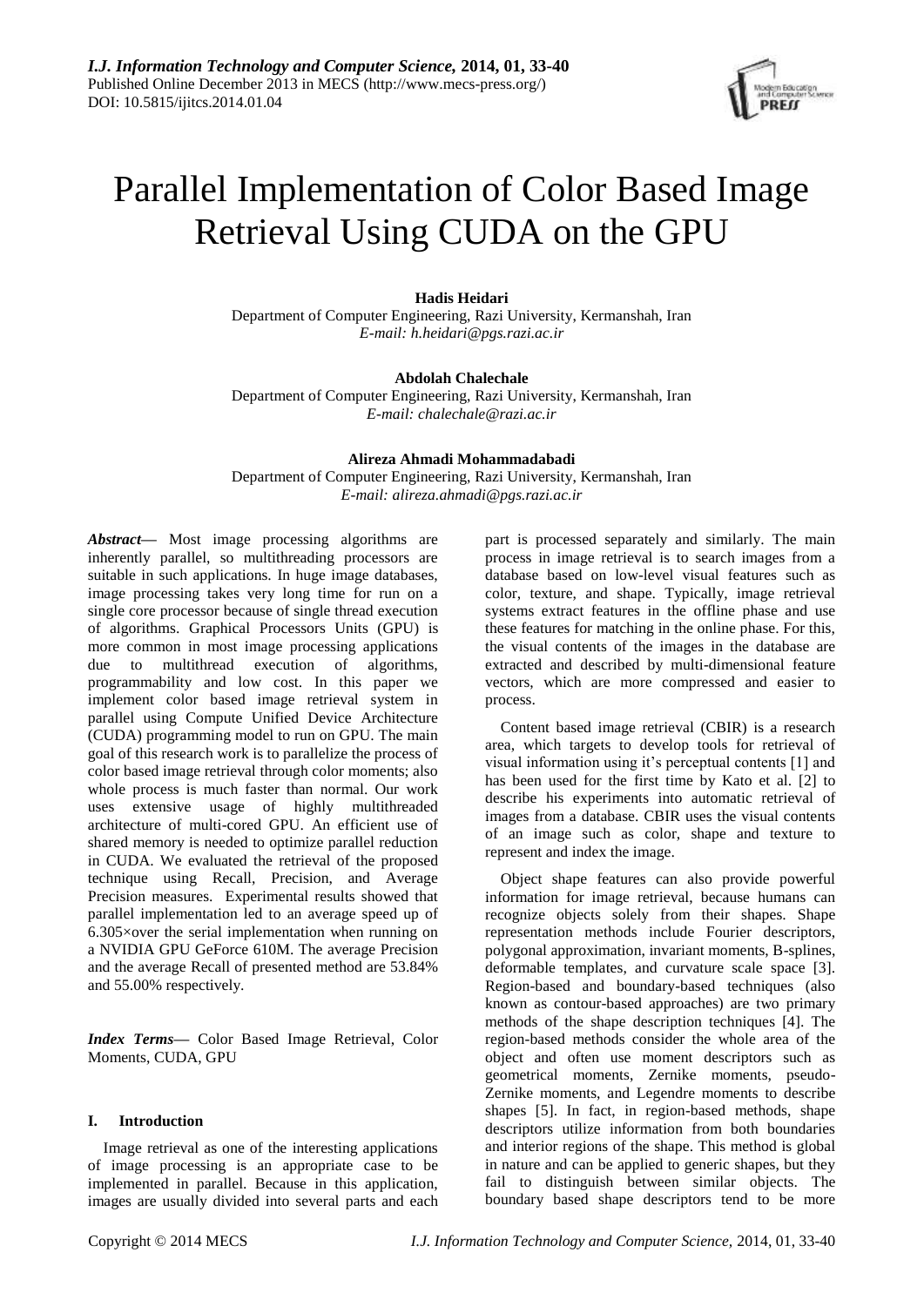# Parallel Implementation of Color Based Image Retrieval Using CUDA on the GPU

**Hadis Heidari**
Department of Computer Engineering, Razi University, Kermanshah, Iran
*E-mail: h.heidari@pgs.razi.ac.ir*

**Abdolah Chalechale**
Department of Computer Engineering, Razi University, Kermanshah, Iran
*E-mail: chalechale@razi.ac.ir*

**Alireza Ahmadi Mohammadabadi**
Department of Computer Engineering, Razi University, Kermanshah, Iran
*E-mail: alireza.ahmadi@pgs.razi.ac.ir*

***Abstract*—** Most image processing algorithms are inherently parallel, so multithreading processors are suitable in such applications. In huge image databases, image processing takes very long time for run on a single core processor because of single thread execution of algorithms. Graphical Processors Units (GPU) is more common in most image processing applications due to multithread execution of algorithms, programmability and low cost. In this paper we implement color based image retrieval system in parallel using Compute Unified Device Architecture (CUDA) programming model to run on GPU. The main goal of this research work is to parallelize the process of color based image retrieval through color moments; also whole process is much faster than normal. Our work uses extensive usage of highly multithreaded architecture of multi-cored GPU. An efficient use of shared memory is needed to optimize parallel reduction in CUDA. We evaluated the retrieval of the proposed technique using Recall, Precision, and Average Precision measures. Experimental results showed that parallel implementation led to an average speed up of 6.305×over the serial implementation when running on a NVIDIA GPU GeForce 610M. The average Precision and the average Recall of presented method are 53.84% and 55.00% respectively.

***Index Terms*—** Color Based Image Retrieval, Color Moments, CUDA, GPU

## I. Introduction

Image retrieval as one of the interesting applications of image processing is an appropriate case to be implemented in parallel. Because in this application, images are usually divided into several parts and each part is processed separately and similarly. The main process in image retrieval is to search images from a database based on low-level visual features such as color, texture, and shape. Typically, image retrieval systems extract features in the offline phase and use these features for matching in the online phase. For this, the visual contents of the images in the database are extracted and described by multi-dimensional feature vectors, which are more compressed and easier to process.

Content based image retrieval (CBIR) is a research area, which targets to develop tools for retrieval of visual information using it's perceptual contents [1] and has been used for the first time by Kato et al. [2] to describe his experiments into automatic retrieval of images from a database. CBIR uses the visual contents of an image such as color, shape and texture to represent and index the image.

Object shape features can also provide powerful information for image retrieval, because humans can recognize objects solely from their shapes. Shape representation methods include Fourier descriptors, polygonal approximation, invariant moments, B-splines, deformable templates, and curvature scale space [3]. Region-based and boundary-based techniques (also known as contour-based approaches) are two primary methods of the shape description techniques [4]. The region-based methods consider the whole area of the object and often use moment descriptors such as geometrical moments, Zernike moments, pseudo-Zernike moments, and Legendre moments to describe shapes [5]. In fact, in region-based methods, shape descriptors utilize information from both boundaries and interior regions of the shape. This method is global in nature and can be applied to generic shapes, but they fail to distinguish between similar objects. The boundary based shape descriptors tend to be more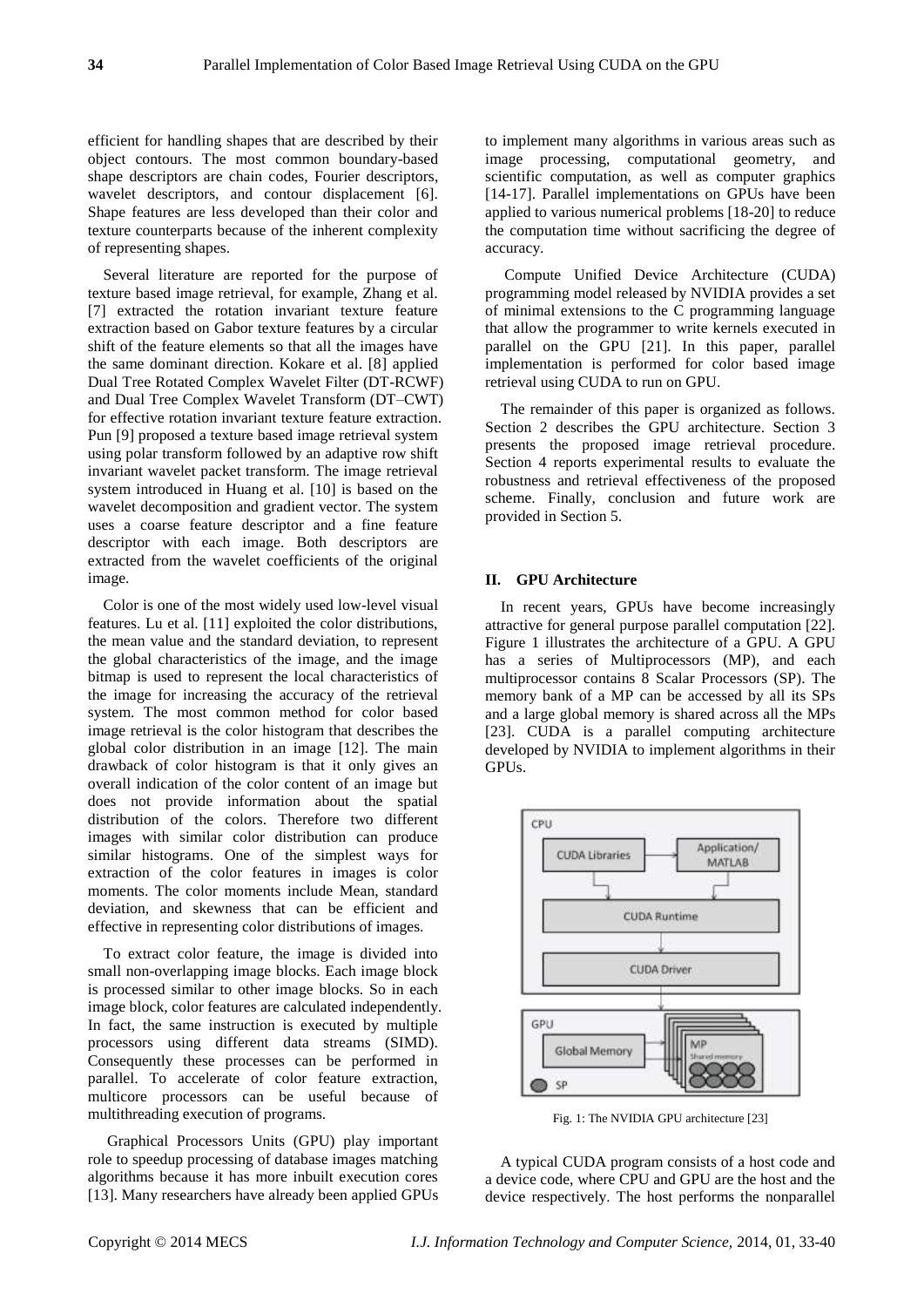efficient for handling shapes that are described by their object contours. The most common boundary-based shape descriptors are chain codes, Fourier descriptors, wavelet descriptors, and contour displacement [6]. Shape features are less developed than their color and texture counterparts because of the inherent complexity of representing shapes.

Several literature are reported for the purpose of texture based image retrieval, for example, Zhang et al. [7] extracted the rotation invariant texture feature extraction based on Gabor texture features by a circular shift of the feature elements so that all the images have the same dominant direction. Kokare et al. [8] applied Dual Tree Rotated Complex Wavelet Filter (DT-RCWF) and Dual Tree Complex Wavelet Transform (DT–CWT) for effective rotation invariant texture feature extraction. Pun [9] proposed a texture based image retrieval system using polar transform followed by an adaptive row shift invariant wavelet packet transform. The image retrieval system introduced in Huang et al. [10] is based on the wavelet decomposition and gradient vector. The system uses a coarse feature descriptor and a fine feature descriptor with each image. Both descriptors are extracted from the wavelet coefficients of the original image.

Color is one of the most widely used low-level visual features. Lu et al. [11] exploited the color distributions, the mean value and the standard deviation, to represent the global characteristics of the image, and the image bitmap is used to represent the local characteristics of the image for increasing the accuracy of the retrieval system. The most common method for color based image retrieval is the color histogram that describes the global color distribution in an image [12]. The main drawback of color histogram is that it only gives an overall indication of the color content of an image but does not provide information about the spatial distribution of the colors. Therefore two different images with similar color distribution can produce similar histograms. One of the simplest ways for extraction of the color features in images is color moments. The color moments include Mean, standard deviation, and skewness that can be efficient and effective in representing color distributions of images.

To extract color feature, the image is divided into small non-overlapping image blocks. Each image block is processed similar to other image blocks. So in each image block, color features are calculated independently. In fact, the same instruction is executed by multiple processors using different data streams (SIMD). Consequently these processes can be performed in parallel. To accelerate of color feature extraction, multicore processors can be useful because of multithreading execution of programs.

Graphical Processors Units (GPU) play important role to speedup processing of database images matching algorithms because it has more inbuilt execution cores [13]. Many researchers have already been applied GPUs to implement many algorithms in various areas such as image processing, computational geometry, and scientific computation, as well as computer graphics [14-17]. Parallel implementations on GPUs have been applied to various numerical problems [18-20] to reduce the computation time without sacrificing the degree of accuracy.

Compute Unified Device Architecture (CUDA) programming model released by NVIDIA provides a set of minimal extensions to the C programming language that allow the programmer to write kernels executed in parallel on the GPU [21]. In this paper, parallel implementation is performed for color based image retrieval using CUDA to run on GPU.

The remainder of this paper is organized as follows. Section 2 describes the GPU architecture. Section 3 presents the proposed image retrieval procedure. Section 4 reports experimental results to evaluate the robustness and retrieval effectiveness of the proposed scheme. Finally, conclusion and future work are provided in Section 5.

## II. GPU Architecture

In recent years, GPUs have become increasingly attractive for general purpose parallel computation [22]. Figure 1 illustrates the architecture of a GPU. A GPU has a series of Multiprocessors (MP), and each multiprocessor contains 8 Scalar Processors (SP). The memory bank of a MP can be accessed by all its SPs and a large global memory is shared across all the MPs [23]. CUDA is a parallel computing architecture developed by NVIDIA to implement algorithms in their GPUs.

Fig. 1: The NVIDIA GPU architecture [23]

A typical CUDA program consists of a host code and a device code, where CPU and GPU are the host and the device respectively. The host performs the nonparallel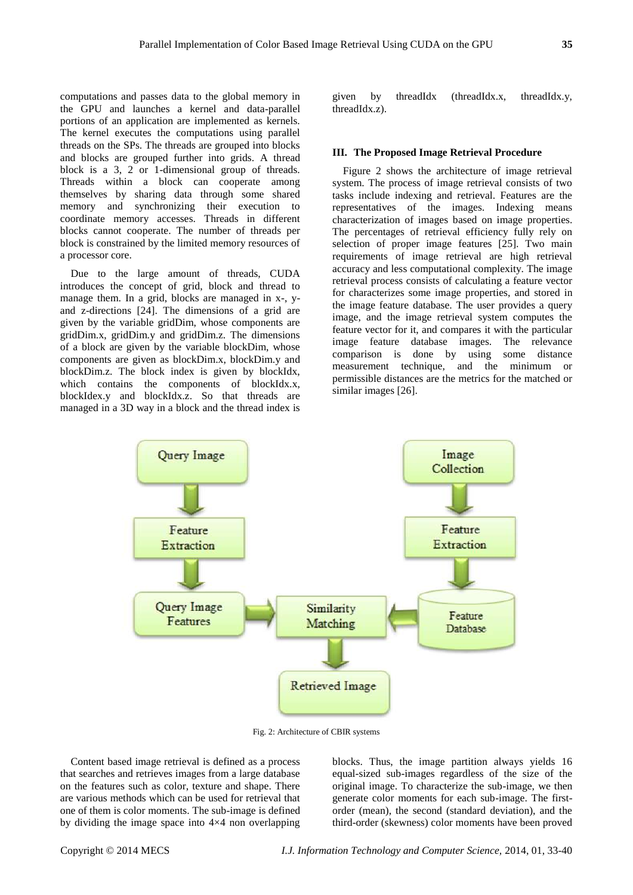computations and passes data to the global memory in the GPU and launches a kernel and data-parallel portions of an application are implemented as kernels. The kernel executes the computations using parallel threads on the SPs. The threads are grouped into blocks and blocks are grouped further into grids. A thread block is a 3, 2 or 1-dimensional group of threads. Threads within a block can cooperate among themselves by sharing data through some shared memory and synchronizing their execution to coordinate memory accesses. Threads in different blocks cannot cooperate. The number of threads per block is constrained by the limited memory resources of a processor core.

Due to the large amount of threads, CUDA introduces the concept of grid, block and thread to manage them. In a grid, blocks are managed in x-, y- and z-directions [24]. The dimensions of a grid are given by the variable gridDim, whose components are gridDim.x, gridDim.y and gridDim.z. The dimensions of a block are given by the variable blockDim, whose components are given as blockDim.x, blockDim.y and blockDim.z. The block index is given by blockIdx, which contains the components of blockIdx.x, blockIdex.y and blockIdx.z. So that threads are managed in a 3D way in a block and the thread index is given by threadIdx (threadIdx.x, threadIdx.y, threadIdx.z).

## III. The Proposed Image Retrieval Procedure

Figure 2 shows the architecture of image retrieval system. The process of image retrieval consists of two tasks include indexing and retrieval. Features are the representatives of the images. Indexing means characterization of images based on image properties. The percentages of retrieval efficiency fully rely on selection of proper image features [25]. Two main requirements of image retrieval are high retrieval accuracy and less computational complexity. The image retrieval process consists of calculating a feature vector for characterizes some image properties, and stored in the image feature database. The user provides a query image, and the image retrieval system computes the feature vector for it, and compares it with the particular image feature database images. The relevance comparison is done by using some distance measurement technique, and the minimum or permissible distances are the metrics for the matched or similar images [26].

Fig. 2: Architecture of CBIR systems

Content based image retrieval is defined as a process that searches and retrieves images from a large database on the features such as color, texture and shape. There are various methods which can be used for retrieval that one of them is color moments. The sub-image is defined by dividing the image space into 4×4 non overlapping blocks. Thus, the image partition always yields 16 equal-sized sub-images regardless of the size of the original image. To characterize the sub-image, we then generate color moments for each sub-image. The first-order (mean), the second (standard deviation), and the third-order (skewness) color moments have been proved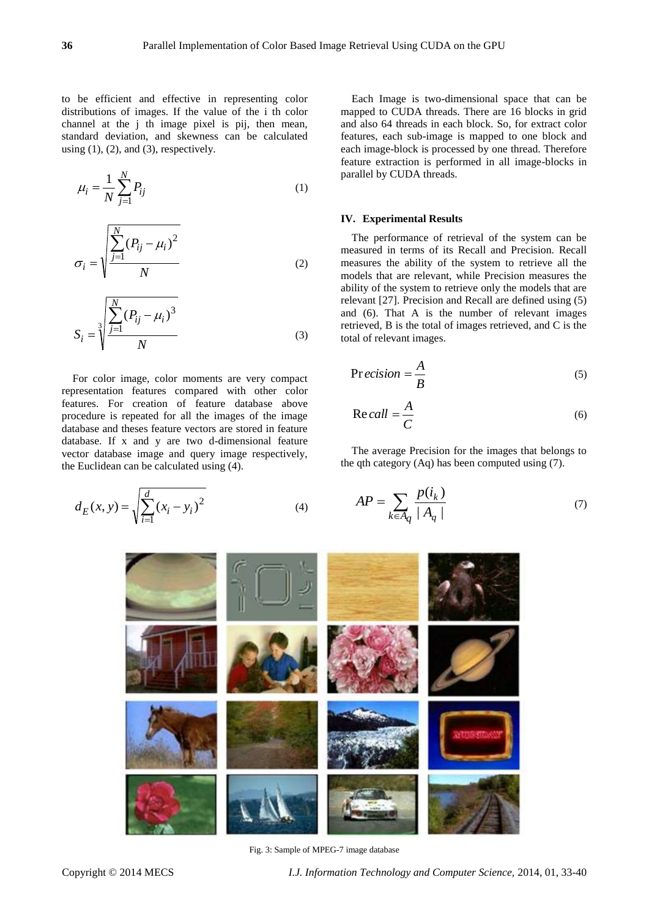to be efficient and effective in representing color distributions of images. If the value of the i th color channel at the j th image pixel is pij, then mean, standard deviation, and skewness can be calculated using (1), (2), and (3), respectively.

$$\mu_i = \frac{1}{N}\sum_{j=1}^{N} P_{ij} \tag{1}$$

$$\sigma_i = \sqrt{\frac{\sum_{j=1}^{N}(P_{ij}-\mu_i)^2}{N}} \tag{2}$$

$$S_i = \sqrt[3]{\frac{\sum_{j=1}^{N}(P_{ij}-\mu_i)^3}{N}} \tag{3}$$

For color image, color moments are very compact representation features compared with other color features. For creation of feature database above procedure is repeated for all the images of the image database and theses feature vectors are stored in feature database. If x and y are two d-dimensional feature vector database image and query image respectively, the Euclidean can be calculated using (4).

$$d_E(x,y) = \sqrt{\sum_{i=1}^{d}(x_i - y_i)^2} \tag{4}$$

Each Image is two-dimensional space that can be mapped to CUDA threads. There are 16 blocks in grid and also 64 threads in each block. So, for extract color features, each sub-image is mapped to one block and each image-block is processed by one thread. Therefore feature extraction is performed in all image-blocks in parallel by CUDA threads.

## IV. Experimental Results

The performance of retrieval of the system can be measured in terms of its Recall and Precision. Recall measures the ability of the system to retrieve all the models that are relevant, while Precision measures the ability of the system to retrieve only the models that are relevant [27]. Precision and Recall are defined using (5) and (6). That A is the number of relevant images retrieved, B is the total of images retrieved, and C is the total of relevant images.

$$\mathrm{Precision} = \frac{A}{B} \tag{5}$$

$$\mathrm{Recall} = \frac{A}{C} \tag{6}$$

The average Precision for the images that belongs to the qth category (Aq) has been computed using (7).

$$AP = \sum_{k \in A_q} \frac{p(i_k)}{|A_q|} \tag{7}$$

Fig. 3: Sample of MPEG-7 image database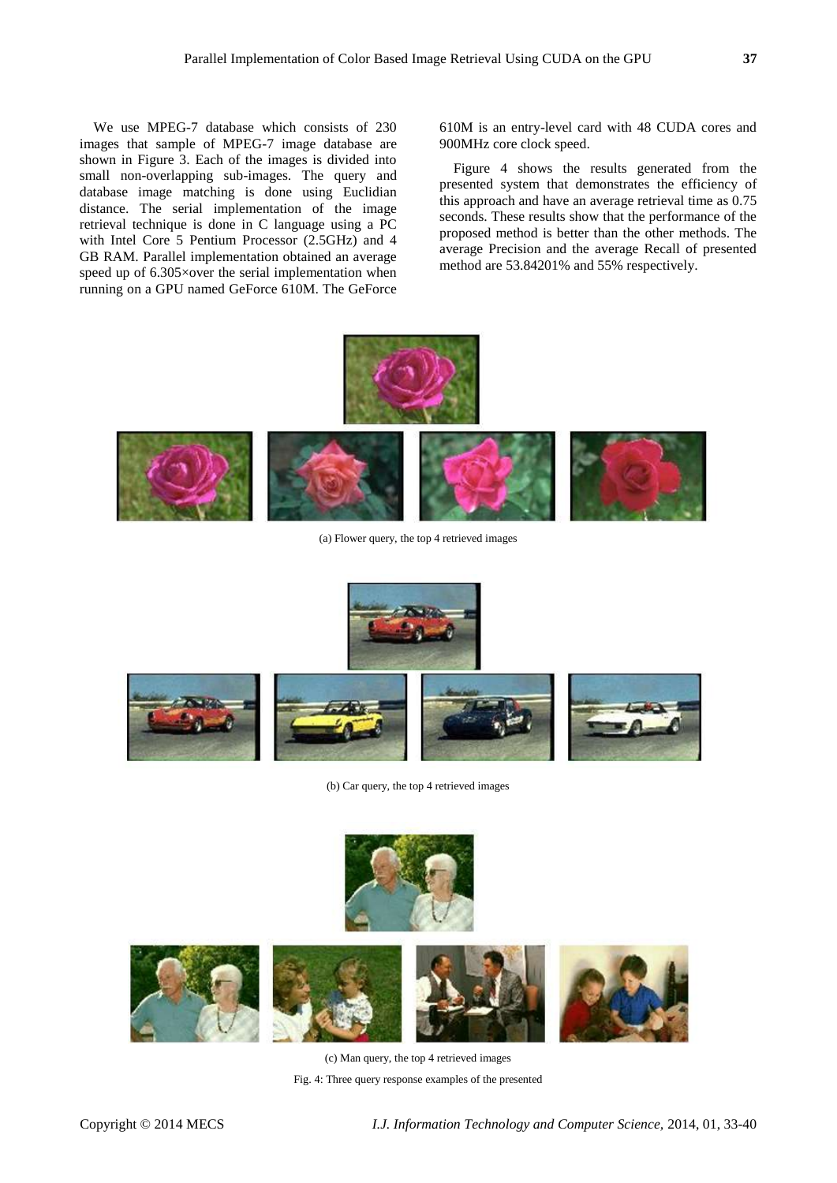We use MPEG-7 database which consists of 230 images that sample of MPEG-7 image database are shown in Figure 3. Each of the images is divided into small non-overlapping sub-images. The query and database image matching is done using Euclidian distance. The serial implementation of the image retrieval technique is done in C language using a PC with Intel Core 5 Pentium Processor (2.5GHz) and 4 GB RAM. Parallel implementation obtained an average speed up of 6.305×over the serial implementation when running on a GPU named GeForce 610M. The GeForce 610M is an entry-level card with 48 CUDA cores and 900MHz core clock speed.

Figure 4 shows the results generated from the presented system that demonstrates the efficiency of this approach and have an average retrieval time as 0.75 seconds. These results show that the performance of the proposed method is better than the other methods. The average Precision and the average Recall of presented method are 53.84201% and 55% respectively.

(a) Flower query, the top 4 retrieved images

(b) Car query, the top 4 retrieved images

(c) Man query, the top 4 retrieved images

Fig. 4: Three query response examples of the presented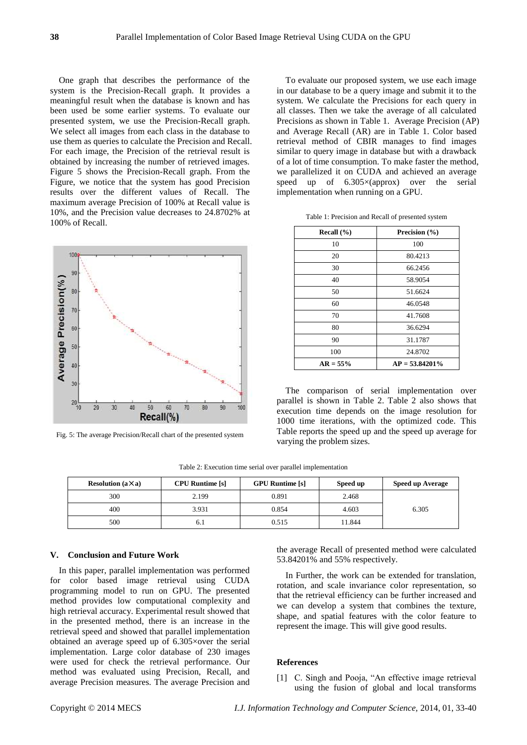One graph that describes the performance of the system is the Precision-Recall graph. It provides a meaningful result when the database is known and has been used be some earlier systems. To evaluate our presented system, we use the Precision-Recall graph. We select all images from each class in the database to use them as queries to calculate the Precision and Recall. For each image, the Precision of the retrieval result is obtained by increasing the number of retrieved images. Figure 5 shows the Precision-Recall graph. From the Figure, we notice that the system has good Precision results over the different values of Recall. The maximum average Precision of 100% at Recall value is 10%, and the Precision value decreases to 24.8702% at 100% of Recall.

Fig. 5: The average Precision/Recall chart of the presented system

To evaluate our proposed system, we use each image in our database to be a query image and submit it to the system. We calculate the Precisions for each query in all classes. Then we take the average of all calculated Precisions as shown in Table 1. Average Precision (AP) and Average Recall (AR) are in Table 1. Color based retrieval method of CBIR manages to find images similar to query image in database but with a drawback of a lot of time consumption. To make faster the method, we parallelized it on CUDA and achieved an average speed up of 6.305×(approx) over the serial implementation when running on a GPU.

Table 1: Precision and Recall of presented system

| Recall (%) | Precision (%) |
|---|---|
| 10 | 100 |
| 20 | 80.4213 |
| 30 | 66.2456 |
| 40 | 58.9054 |
| 50 | 51.6624 |
| 60 | 46.0548 |
| 70 | 41.7608 |
| 80 | 36.6294 |
| 90 | 31.1787 |
| 100 | 24.8702 |
| **AR = 55%** | **AP = 53.84201%** |

The comparison of serial implementation over parallel is shown in Table 2. Table 2 also shows that execution time depends on the image resolution for 1000 time iterations, with the optimized code. This Table reports the speed up and the speed up average for varying the problem sizes.

Table 2: Execution time serial over parallel implementation

| Resolution (a×a) | CPU Runtime [s] | GPU Runtime [s] | Speed up | Speed up Average |
|---|---|---|---|---|
| 300 | 2.199 | 0.891 | 2.468 | 6.305 |
| 400 | 3.931 | 0.854 | 4.603 | |
| 500 | 6.1 | 0.515 | 11.844 | |

## V. Conclusion and Future Work

In this paper, parallel implementation was performed for color based image retrieval using CUDA programming model to run on GPU. The presented method provides low computational complexity and high retrieval accuracy. Experimental result showed that in the presented method, there is an increase in the retrieval speed and showed that parallel implementation obtained an average speed up of 6.305×over the serial implementation. Large color database of 230 images were used for check the retrieval performance. Our method was evaluated using Precision, Recall, and average Precision measures. The average Precision and the average Recall of presented method were calculated 53.84201% and 55% respectively.

In Further, the work can be extended for translation, rotation, and scale invariance color representation, so that the retrieval efficiency can be further increased and we can develop a system that combines the texture, shape, and spatial features with the color feature to represent the image. This will give good results.

## References

[1] C. Singh and Pooja, "An effective image retrieval using the fusion of global and local transforms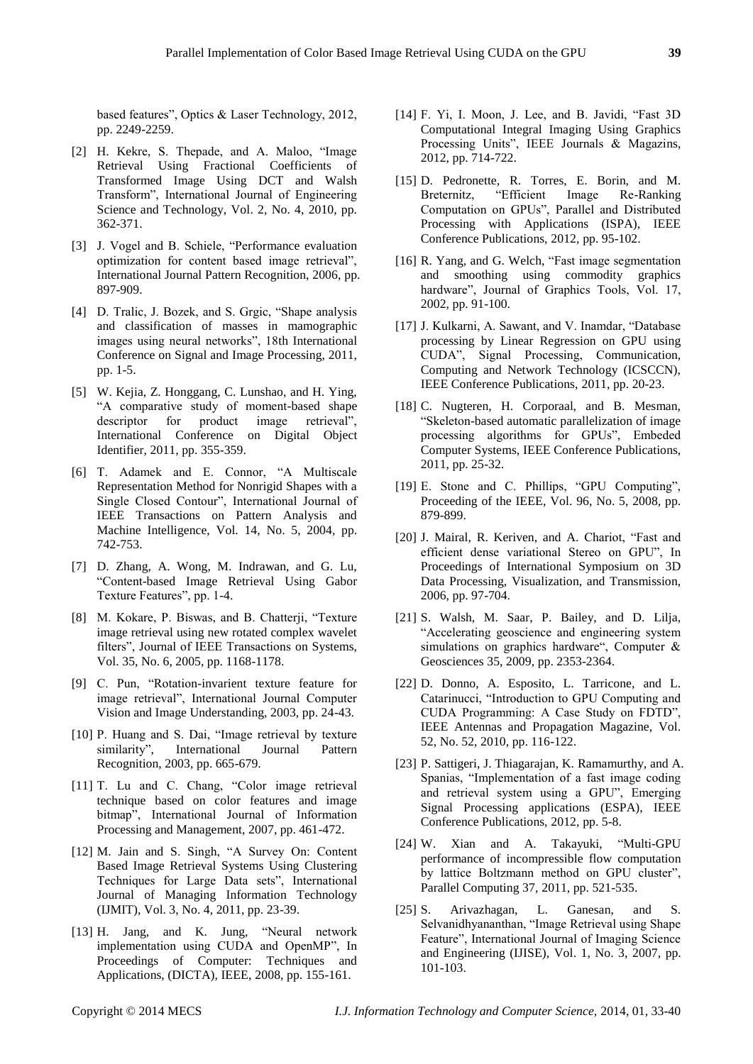based features", Optics & Laser Technology, 2012, pp. 2249-2259.

[2] H. Kekre, S. Thepade, and A. Maloo, "Image Retrieval Using Fractional Coefficients of Transformed Image Using DCT and Walsh Transform", International Journal of Engineering Science and Technology, Vol. 2, No. 4, 2010, pp. 362-371.

[3] J. Vogel and B. Schiele, "Performance evaluation optimization for content based image retrieval", International Journal Pattern Recognition, 2006, pp. 897-909.

[4] D. Tralic, J. Bozek, and S. Grgic, "Shape analysis and classification of masses in mamographic images using neural networks", 18th International Conference on Signal and Image Processing, 2011, pp. 1-5.

[5] W. Kejia, Z. Honggang, C. Lunshao, and H. Ying, "A comparative study of moment-based shape descriptor for product image retrieval", International Conference on Digital Object Identifier, 2011, pp. 355-359.

[6] T. Adamek and E. Connor, "A Multiscale Representation Method for Nonrigid Shapes with a Single Closed Contour", International Journal of IEEE Transactions on Pattern Analysis and Machine Intelligence, Vol. 14, No. 5, 2004, pp. 742-753.

[7] D. Zhang, A. Wong, M. Indrawan, and G. Lu, "Content-based Image Retrieval Using Gabor Texture Features", pp. 1-4.

[8] M. Kokare, P. Biswas, and B. Chatterji, "Texture image retrieval using new rotated complex wavelet filters", Journal of IEEE Transactions on Systems, Vol. 35, No. 6, 2005, pp. 1168-1178.

[9] C. Pun, "Rotation-invarient texture feature for image retrieval", International Journal Computer Vision and Image Understanding, 2003, pp. 24-43.

[10] P. Huang and S. Dai, "Image retrieval by texture similarity", International Journal Pattern Recognition, 2003, pp. 665-679.

[11] T. Lu and C. Chang, "Color image retrieval technique based on color features and image bitmap", International Journal of Information Processing and Management, 2007, pp. 461-472.

[12] M. Jain and S. Singh, "A Survey On: Content Based Image Retrieval Systems Using Clustering Techniques for Large Data sets", International Journal of Managing Information Technology (IJMIT), Vol. 3, No. 4, 2011, pp. 23-39.

[13] H. Jang, and K. Jung, "Neural network implementation using CUDA and OpenMP", In Proceedings of Computer: Techniques and Applications, (DICTA), IEEE, 2008, pp. 155-161.

[14] F. Yi, I. Moon, J. Lee, and B. Javidi, "Fast 3D Computational Integral Imaging Using Graphics Processing Units", IEEE Journals & Magazins, 2012, pp. 714-722.

[15] D. Pedronette, R. Torres, E. Borin, and M. Breternitz, "Efficient Image Re-Ranking Computation on GPUs", Parallel and Distributed Processing with Applications (ISPA), IEEE Conference Publications, 2012, pp. 95-102.

[16] R. Yang, and G. Welch, "Fast image segmentation and smoothing using commodity graphics hardware", Journal of Graphics Tools, Vol. 17, 2002, pp. 91-100.

[17] J. Kulkarni, A. Sawant, and V. Inamdar, "Database processing by Linear Regression on GPU using CUDA", Signal Processing, Communication, Computing and Network Technology (ICSCCN), IEEE Conference Publications, 2011, pp. 20-23.

[18] C. Nugteren, H. Corporaal, and B. Mesman, "Skeleton-based automatic parallelization of image processing algorithms for GPUs", Embeded Computer Systems, IEEE Conference Publications, 2011, pp. 25-32.

[19] E. Stone and C. Phillips, "GPU Computing", Proceeding of the IEEE, Vol. 96, No. 5, 2008, pp. 879-899.

[20] J. Mairal, R. Keriven, and A. Chariot, "Fast and efficient dense variational Stereo on GPU", In Proceedings of International Symposium on 3D Data Processing, Visualization, and Transmission, 2006, pp. 97-704.

[21] S. Walsh, M. Saar, P. Bailey, and D. Lilja, "Accelerating geoscience and engineering system simulations on graphics hardware", Computer & Geosciences 35, 2009, pp. 2353-2364.

[22] D. Donno, A. Esposito, L. Tarricone, and L. Catarinucci, "Introduction to GPU Computing and CUDA Programming: A Case Study on FDTD", IEEE Antennas and Propagation Magazine, Vol. 52, No. 52, 2010, pp. 116-122.

[23] P. Sattigeri, J. Thiagarajan, K. Ramamurthy, and A. Spanias, "Implementation of a fast image coding and retrieval system using a GPU", Emerging Signal Processing applications (ESPA), IEEE Conference Publications, 2012, pp. 5-8.

[24] W. Xian and A. Takayuki, "Multi-GPU performance of incompressible flow computation by lattice Boltzmann method on GPU cluster", Parallel Computing 37, 2011, pp. 521-535.

[25] S. Arivazhagan, L. Ganesan, and S. Selvanidhyananthan, "Image Retrieval using Shape Feature", International Journal of Imaging Science and Engineering (IJISE), Vol. 1, No. 3, 2007, pp. 101-103.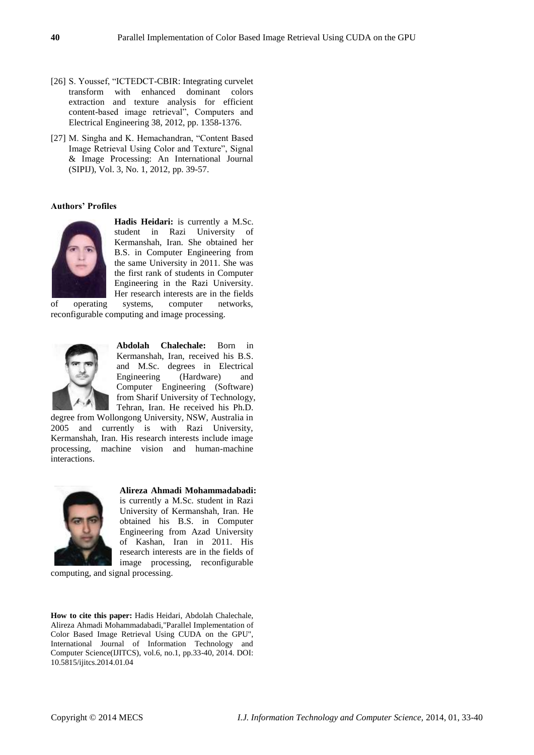[26] S. Youssef, "ICTEDCT-CBIR: Integrating curvelet transform with enhanced dominant colors extraction and texture analysis for efficient content-based image retrieval", Computers and Electrical Engineering 38, 2012, pp. 1358-1376.

[27] M. Singha and K. Hemachandran, "Content Based Image Retrieval Using Color and Texture", Signal & Image Processing: An International Journal (SIPIJ), Vol. 3, No. 1, 2012, pp. 39-57.

**Authors' Profiles**

**Hadis Heidari:** is currently a M.Sc. student in Razi University of Kermanshah, Iran. She obtained her B.S. in Computer Engineering from the same University in 2011. She was the first rank of students in Computer Engineering in the Razi University. Her research interests are in the fields of operating systems, computer networks, reconfigurable computing and image processing.

**Abdolah Chalechale:** Born in Kermanshah, Iran, received his B.S. and M.Sc. degrees in Electrical Engineering (Hardware) and Computer Engineering (Software) from Sharif University of Technology, Tehran, Iran. He received his Ph.D. degree from Wollongong University, NSW, Australia in 2005 and currently is with Razi University, Kermanshah, Iran. His research interests include image processing, machine vision and human-machine interactions.

**Alireza Ahmadi Mohammadabadi:** is currently a M.Sc. student in Razi University of Kermanshah, Iran. He obtained his B.S. in Computer Engineering from Azad University of Kashan, Iran in 2011. His research interests are in the fields of image processing, reconfigurable computing, and signal processing.

**How to cite this paper:** Hadis Heidari, Abdolah Chalechale, Alireza Ahmadi Mohammadabadi,"Parallel Implementation of Color Based Image Retrieval Using CUDA on the GPU", International Journal of Information Technology and Computer Science(IJITCS), vol.6, no.1, pp.33-40, 2014. DOI: 10.5815/ijitcs.2014.01.04